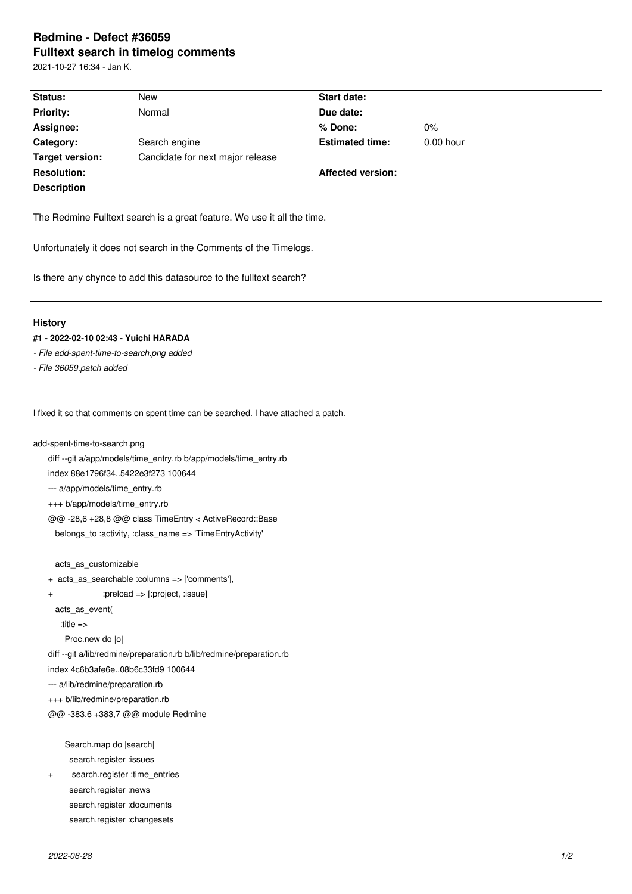# Redmine - Defect #36059

## Fulltext search in timelog comments

2021-10-27 16:34 - Jan K.

| Status: | New | Start date: | |
|---|---|---|---|
| Priority: | Normal | Due date: | |
| Assignee: | | % Done: | 0% |
| Category: | Search engine | Estimated time: | 0.00 hour |
| Target version: | Candidate for next major release | | |
| Resolution: | | Affected version: | |

**Description**

The Redmine Fulltext search is a great feature. We use it all the time.

Unfortunately it does not search in the Comments of the Timelogs.

Is there any chynce to add this datasource to the fulltext search?

### History

#### #1 - 2022-02-10 02:43 - Yuichi HARADA

- *File add-spent-time-to-search.png added*
- *File 36059.patch added*

I fixed it so that comments on spent time can be searched. I have attached a patch.

add-spent-time-to-search.png

```
diff --git a/app/models/time_entry.rb b/app/models/time_entry.rb
index 88e1796f34..5422e3f273 100644
--- a/app/models/time_entry.rb
+++ b/app/models/time_entry.rb
@@ -28,6 +28,8 @@ class TimeEntry < ActiveRecord::Base
   belongs_to :activity, :class_name => 'TimeEntryActivity'

   acts_as_customizable
+  acts_as_searchable :columns => ['comments'],
+                     :preload => [:project, :issue]
   acts_as_event(
     :title =>
       Proc.new do |o|
diff --git a/lib/redmine/preparation.rb b/lib/redmine/preparation.rb
index 4c6b3afe6e..08b6c33fd9 100644
--- a/lib/redmine/preparation.rb
+++ b/lib/redmine/preparation.rb
@@ -383,6 +383,7 @@ module Redmine

       Search.map do |search|
         search.register :issues
+        search.register :time_entries
         search.register :news
         search.register :documents
         search.register :changesets
```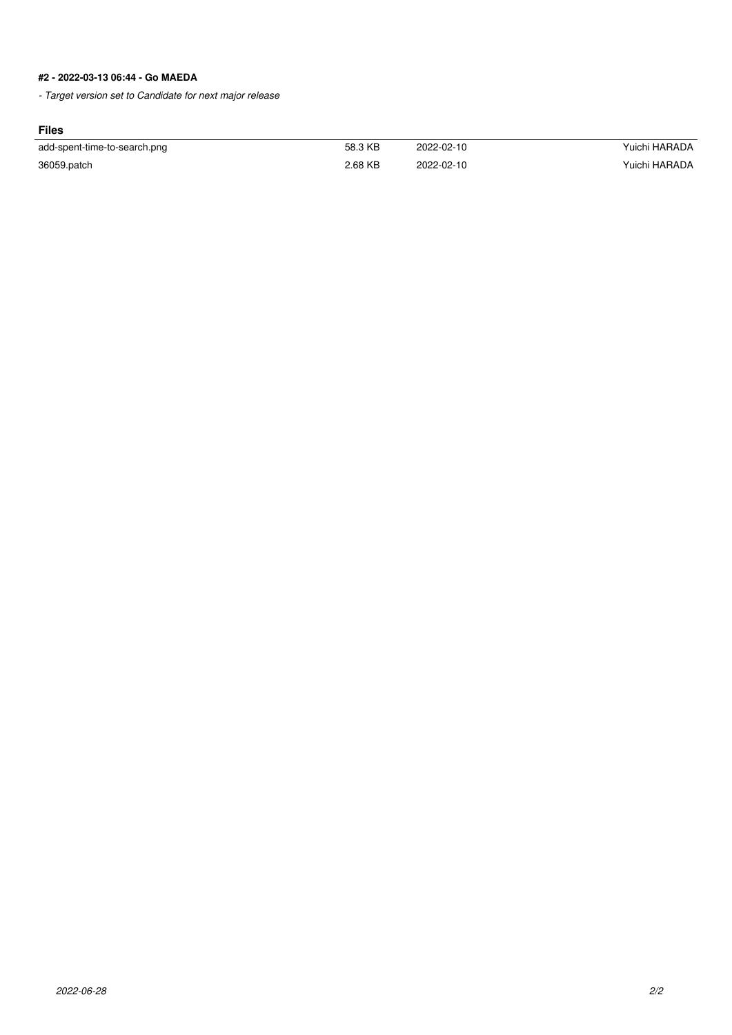#### #2 - 2022-03-13 06:44 - Go MAEDA

*- Target version set to Candidate for next major release*

### Files

| | | | |
|---|---|---|---|
| add-spent-time-to-search.png | 58.3 KB | 2022-02-10 | Yuichi HARADA |
| 36059.patch | 2.68 KB | 2022-02-10 | Yuichi HARADA |